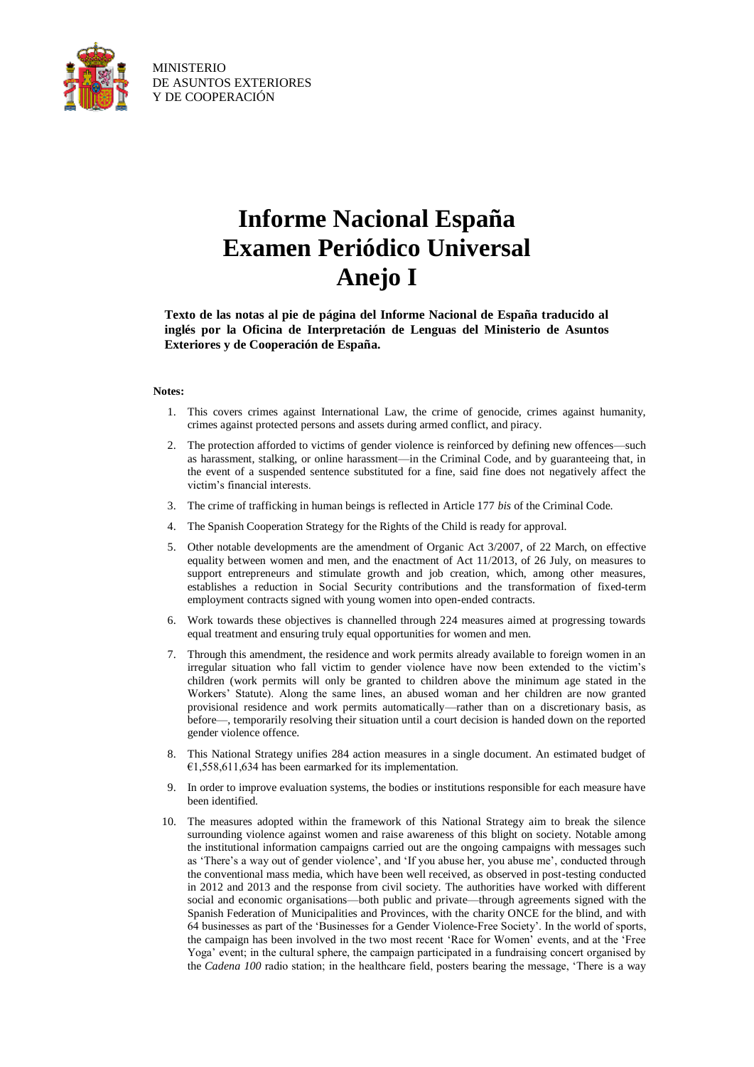MINISTERIO
DE ASUNTOS EXTERIORES
Y DE COOPERACIÓN

# Informe Nacional España
# Examen Periódico Universal
# Anejo I

**Texto de las notas al pie de página del Informe Nacional de España traducido al inglés por la Oficina de Interpretación de Lenguas del Ministerio de Asuntos Exteriores y de Cooperación de España.**

**Notes:**

1. This covers crimes against International Law, the crime of genocide, crimes against humanity, crimes against protected persons and assets during armed conflict, and piracy.
2. The protection afforded to victims of gender violence is reinforced by defining new offences—such as harassment, stalking, or online harassment—in the Criminal Code, and by guaranteeing that, in the event of a suspended sentence substituted for a fine, said fine does not negatively affect the victim's financial interests.
3. The crime of trafficking in human beings is reflected in Article 177 *bis* of the Criminal Code.
4. The Spanish Cooperation Strategy for the Rights of the Child is ready for approval.
5. Other notable developments are the amendment of Organic Act 3/2007, of 22 March, on effective equality between women and men, and the enactment of Act 11/2013, of 26 July, on measures to support entrepreneurs and stimulate growth and job creation, which, among other measures, establishes a reduction in Social Security contributions and the transformation of fixed-term employment contracts signed with young women into open-ended contracts.
6. Work towards these objectives is channelled through 224 measures aimed at progressing towards equal treatment and ensuring truly equal opportunities for women and men.
7. Through this amendment, the residence and work permits already available to foreign women in an irregular situation who fall victim to gender violence have now been extended to the victim's children (work permits will only be granted to children above the minimum age stated in the Workers' Statute). Along the same lines, an abused woman and her children are now granted provisional residence and work permits automatically—rather than on a discretionary basis, as before—, temporarily resolving their situation until a court decision is handed down on the reported gender violence offence.
8. This National Strategy unifies 284 action measures in a single document. An estimated budget of €1,558,611,634 has been earmarked for its implementation.
9. In order to improve evaluation systems, the bodies or institutions responsible for each measure have been identified.
10. The measures adopted within the framework of this National Strategy aim to break the silence surrounding violence against women and raise awareness of this blight on society. Notable among the institutional information campaigns carried out are the ongoing campaigns with messages such as 'There's a way out of gender violence', and 'If you abuse her, you abuse me', conducted through the conventional mass media, which have been well received, as observed in post-testing conducted in 2012 and 2013 and the response from civil society. The authorities have worked with different social and economic organisations—both public and private—through agreements signed with the Spanish Federation of Municipalities and Provinces, with the charity ONCE for the blind, and with 64 businesses as part of the 'Businesses for a Gender Violence-Free Society'. In the world of sports, the campaign has been involved in the two most recent 'Race for Women' events, and at the 'Free Yoga' event; in the cultural sphere, the campaign participated in a fundraising concert organised by the *Cadena 100* radio station; in the healthcare field, posters bearing the message, 'There is a way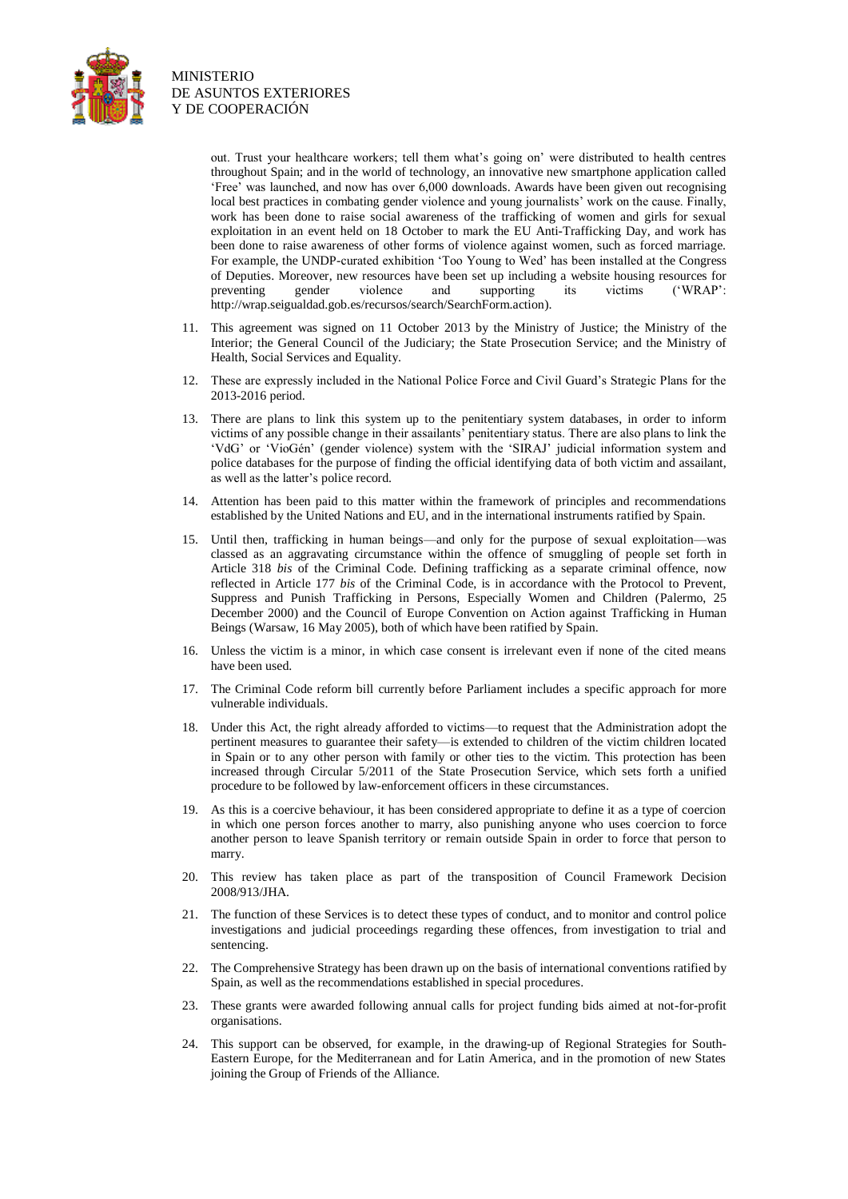out. Trust your healthcare workers; tell them what's going on' were distributed to health centres throughout Spain; and in the world of technology, an innovative new smartphone application called 'Free' was launched, and now has over 6,000 downloads. Awards have been given out recognising local best practices in combating gender violence and young journalists' work on the cause. Finally, work has been done to raise social awareness of the trafficking of women and girls for sexual exploitation in an event held on 18 October to mark the EU Anti-Trafficking Day, and work has been done to raise awareness of other forms of violence against women, such as forced marriage. For example, the UNDP-curated exhibition 'Too Young to Wed' has been installed at the Congress of Deputies. Moreover, new resources have been set up including a website housing resources for preventing gender violence and supporting its victims ('WRAP': http://wrap.seigualdad.gob.es/recursos/search/SearchForm.action).

11. This agreement was signed on 11 October 2013 by the Ministry of Justice; the Ministry of the Interior; the General Council of the Judiciary; the State Prosecution Service; and the Ministry of Health, Social Services and Equality.

12. These are expressly included in the National Police Force and Civil Guard's Strategic Plans for the 2013-2016 period.

13. There are plans to link this system up to the penitentiary system databases, in order to inform victims of any possible change in their assailants' penitentiary status. There are also plans to link the 'VdG' or 'VioGén' (gender violence) system with the 'SIRAJ' judicial information system and police databases for the purpose of finding the official identifying data of both victim and assailant, as well as the latter's police record.

14. Attention has been paid to this matter within the framework of principles and recommendations established by the United Nations and EU, and in the international instruments ratified by Spain.

15. Until then, trafficking in human beings—and only for the purpose of sexual exploitation—was classed as an aggravating circumstance within the offence of smuggling of people set forth in Article 318 *bis* of the Criminal Code. Defining trafficking as a separate criminal offence, now reflected in Article 177 *bis* of the Criminal Code, is in accordance with the Protocol to Prevent, Suppress and Punish Trafficking in Persons, Especially Women and Children (Palermo, 25 December 2000) and the Council of Europe Convention on Action against Trafficking in Human Beings (Warsaw, 16 May 2005), both of which have been ratified by Spain.

16. Unless the victim is a minor, in which case consent is irrelevant even if none of the cited means have been used.

17. The Criminal Code reform bill currently before Parliament includes a specific approach for more vulnerable individuals.

18. Under this Act, the right already afforded to victims—to request that the Administration adopt the pertinent measures to guarantee their safety—is extended to children of the victim children located in Spain or to any other person with family or other ties to the victim. This protection has been increased through Circular 5/2011 of the State Prosecution Service, which sets forth a unified procedure to be followed by law-enforcement officers in these circumstances.

19. As this is a coercive behaviour, it has been considered appropriate to define it as a type of coercion in which one person forces another to marry, also punishing anyone who uses coercion to force another person to leave Spanish territory or remain outside Spain in order to force that person to marry.

20. This review has taken place as part of the transposition of Council Framework Decision 2008/913/JHA.

21. The function of these Services is to detect these types of conduct, and to monitor and control police investigations and judicial proceedings regarding these offences, from investigation to trial and sentencing.

22. The Comprehensive Strategy has been drawn up on the basis of international conventions ratified by Spain, as well as the recommendations established in special procedures.

23. These grants were awarded following annual calls for project funding bids aimed at not-for-profit organisations.

24. This support can be observed, for example, in the drawing-up of Regional Strategies for South-Eastern Europe, for the Mediterranean and for Latin America, and in the promotion of new States joining the Group of Friends of the Alliance.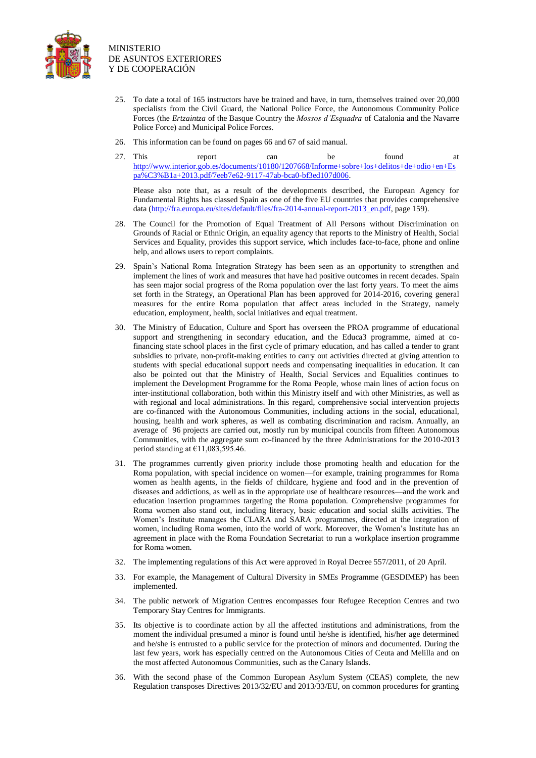25. To date a total of 165 instructors have be trained and have, in turn, themselves trained over 20,000 specialists from the Civil Guard, the National Police Force, the Autonomous Community Police Forces (the *Ertzaintza* of the Basque Country the *Mossos d'Esquadra* of Catalonia and the Navarre Police Force) and Municipal Police Forces.

26. This information can be found on pages 66 and 67 of said manual.

27. This report can be found at http://www.interior.gob.es/documents/10180/1207668/Informe+sobre+los+delitos+de+odio+en+Espa%C3%B1a+2013.pdf/7eeb7e62-9117-47ab-bca0-bf3ed107d006.

    Please also note that, as a result of the developments described, the European Agency for Fundamental Rights has classed Spain as one of the five EU countries that provides comprehensive data (http://fra.europa.eu/sites/default/files/fra-2014-annual-report-2013_en.pdf, page 159).

28. The Council for the Promotion of Equal Treatment of All Persons without Discrimination on Grounds of Racial or Ethnic Origin, an equality agency that reports to the Ministry of Health, Social Services and Equality, provides this support service, which includes face-to-face, phone and online help, and allows users to report complaints.

29. Spain's National Roma Integration Strategy has been seen as an opportunity to strengthen and implement the lines of work and measures that have had positive outcomes in recent decades. Spain has seen major social progress of the Roma population over the last forty years. To meet the aims set forth in the Strategy, an Operational Plan has been approved for 2014-2016, covering general measures for the entire Roma population that affect areas included in the Strategy, namely education, employment, health, social initiatives and equal treatment.

30. The Ministry of Education, Culture and Sport has overseen the PROA programme of educational support and strengthening in secondary education, and the Educa3 programme, aimed at co-financing state school places in the first cycle of primary education, and has called a tender to grant subsidies to private, non-profit-making entities to carry out activities directed at giving attention to students with special educational support needs and compensating inequalities in education. It can also be pointed out that the Ministry of Health, Social Services and Equalities continues to implement the Development Programme for the Roma People, whose main lines of action focus on inter-institutional collaboration, both within this Ministry itself and with other Ministries, as well as with regional and local administrations. In this regard, comprehensive social intervention projects are co-financed with the Autonomous Communities, including actions in the social, educational, housing, health and work spheres, as well as combating discrimination and racism. Annually, an average of 96 projects are carried out, mostly run by municipal councils from fifteen Autonomous Communities, with the aggregate sum co-financed by the three Administrations for the 2010-2013 period standing at €11,083,595.46.

31. The programmes currently given priority include those promoting health and education for the Roma population, with special incidence on women—for example, training programmes for Roma women as health agents, in the fields of childcare, hygiene and food and in the prevention of diseases and addictions, as well as in the appropriate use of healthcare resources—and the work and education insertion programmes targeting the Roma population. Comprehensive programmes for Roma women also stand out, including literacy, basic education and social skills activities. The Women's Institute manages the CLARA and SARA programmes, directed at the integration of women, including Roma women, into the world of work. Moreover, the Women's Institute has an agreement in place with the Roma Foundation Secretariat to run a workplace insertion programme for Roma women.

32. The implementing regulations of this Act were approved in Royal Decree 557/2011, of 20 April.

33. For example, the Management of Cultural Diversity in SMEs Programme (GESDIMEP) has been implemented.

34. The public network of Migration Centres encompasses four Refugee Reception Centres and two Temporary Stay Centres for Immigrants.

35. Its objective is to coordinate action by all the affected institutions and administrations, from the moment the individual presumed a minor is found until he/she is identified, his/her age determined and he/she is entrusted to a public service for the protection of minors and documented. During the last few years, work has especially centred on the Autonomous Cities of Ceuta and Melilla and on the most affected Autonomous Communities, such as the Canary Islands.

36. With the second phase of the Common European Asylum System (CEAS) complete, the new Regulation transposes Directives 2013/32/EU and 2013/33/EU, on common procedures for granting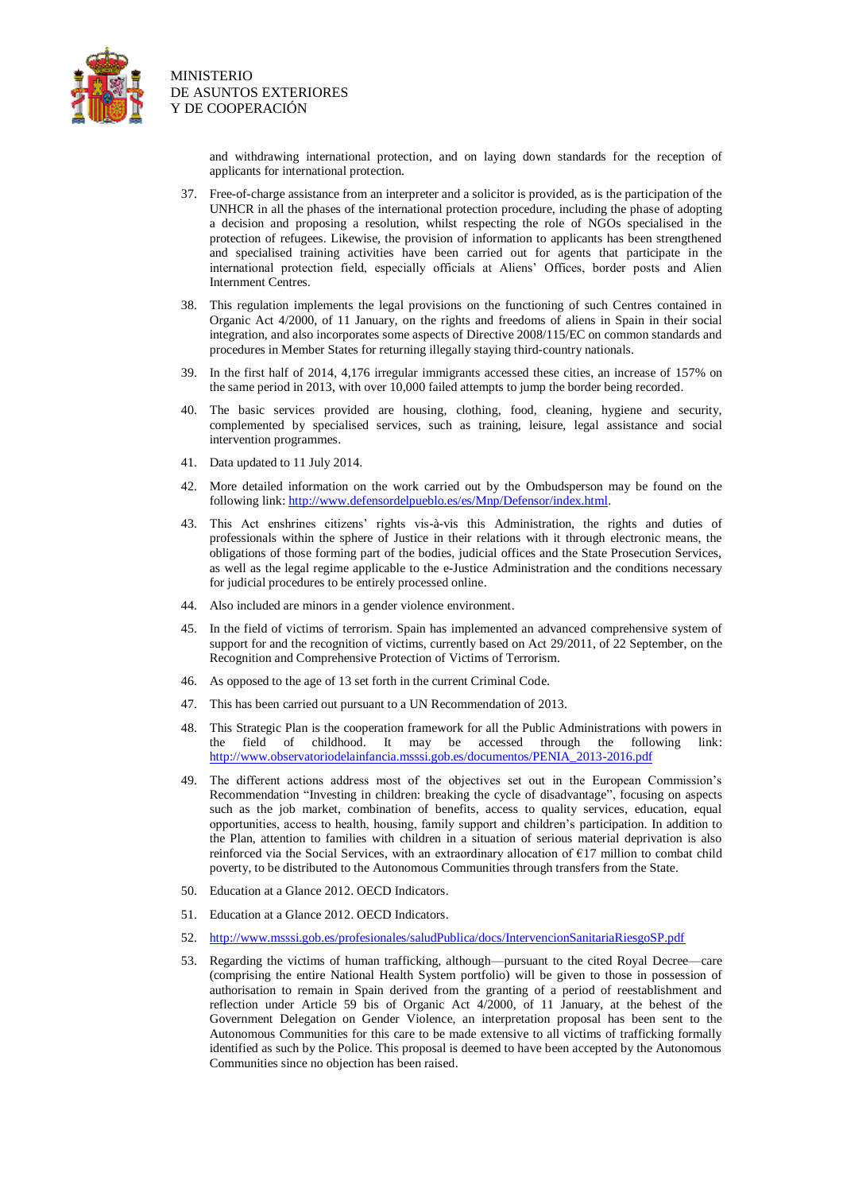and withdrawing international protection, and on laying down standards for the reception of applicants for international protection.

37. Free-of-charge assistance from an interpreter and a solicitor is provided, as is the participation of the UNHCR in all the phases of the international protection procedure, including the phase of adopting a decision and proposing a resolution, whilst respecting the role of NGOs specialised in the protection of refugees. Likewise, the provision of information to applicants has been strengthened and specialised training activities have been carried out for agents that participate in the international protection field, especially officials at Aliens' Offices, border posts and Alien Internment Centres.

38. This regulation implements the legal provisions on the functioning of such Centres contained in Organic Act 4/2000, of 11 January, on the rights and freedoms of aliens in Spain in their social integration, and also incorporates some aspects of Directive 2008/115/EC on common standards and procedures in Member States for returning illegally staying third-country nationals.

39. In the first half of 2014, 4,176 irregular immigrants accessed these cities, an increase of 157% on the same period in 2013, with over 10,000 failed attempts to jump the border being recorded.

40. The basic services provided are housing, clothing, food, cleaning, hygiene and security, complemented by specialised services, such as training, leisure, legal assistance and social intervention programmes.

41. Data updated to 11 July 2014.

42. More detailed information on the work carried out by the Ombudsperson may be found on the following link: http://www.defensordelpueblo.es/es/Mnp/Defensor/index.html.

43. This Act enshrines citizens' rights vis-à-vis this Administration, the rights and duties of professionals within the sphere of Justice in their relations with it through electronic means, the obligations of those forming part of the bodies, judicial offices and the State Prosecution Services, as well as the legal regime applicable to the e-Justice Administration and the conditions necessary for judicial procedures to be entirely processed online.

44. Also included are minors in a gender violence environment.

45. In the field of victims of terrorism. Spain has implemented an advanced comprehensive system of support for and the recognition of victims, currently based on Act 29/2011, of 22 September, on the Recognition and Comprehensive Protection of Victims of Terrorism.

46. As opposed to the age of 13 set forth in the current Criminal Code.

47. This has been carried out pursuant to a UN Recommendation of 2013.

48. This Strategic Plan is the cooperation framework for all the Public Administrations with powers in the field of childhood. It may be accessed through the following link: http://www.observatoriodelainfancia.msssi.gob.es/documentos/PENIA_2013-2016.pdf

49. The different actions address most of the objectives set out in the European Commission's Recommendation "Investing in children: breaking the cycle of disadvantage", focusing on aspects such as the job market, combination of benefits, access to quality services, education, equal opportunities, access to health, housing, family support and children's participation. In addition to the Plan, attention to families with children in a situation of serious material deprivation is also reinforced via the Social Services, with an extraordinary allocation of €17 million to combat child poverty, to be distributed to the Autonomous Communities through transfers from the State.

50. Education at a Glance 2012. OECD Indicators.

51. Education at a Glance 2012. OECD Indicators.

52. http://www.msssi.gob.es/profesionales/saludPublica/docs/IntervencionSanitariaRiesgoSP.pdf

53. Regarding the victims of human trafficking, although—pursuant to the cited Royal Decree—care (comprising the entire National Health System portfolio) will be given to those in possession of authorisation to remain in Spain derived from the granting of a period of reestablishment and reflection under Article 59 bis of Organic Act 4/2000, of 11 January, at the behest of the Government Delegation on Gender Violence, an interpretation proposal has been sent to the Autonomous Communities for this care to be made extensive to all victims of trafficking formally identified as such by the Police. This proposal is deemed to have been accepted by the Autonomous Communities since no objection has been raised.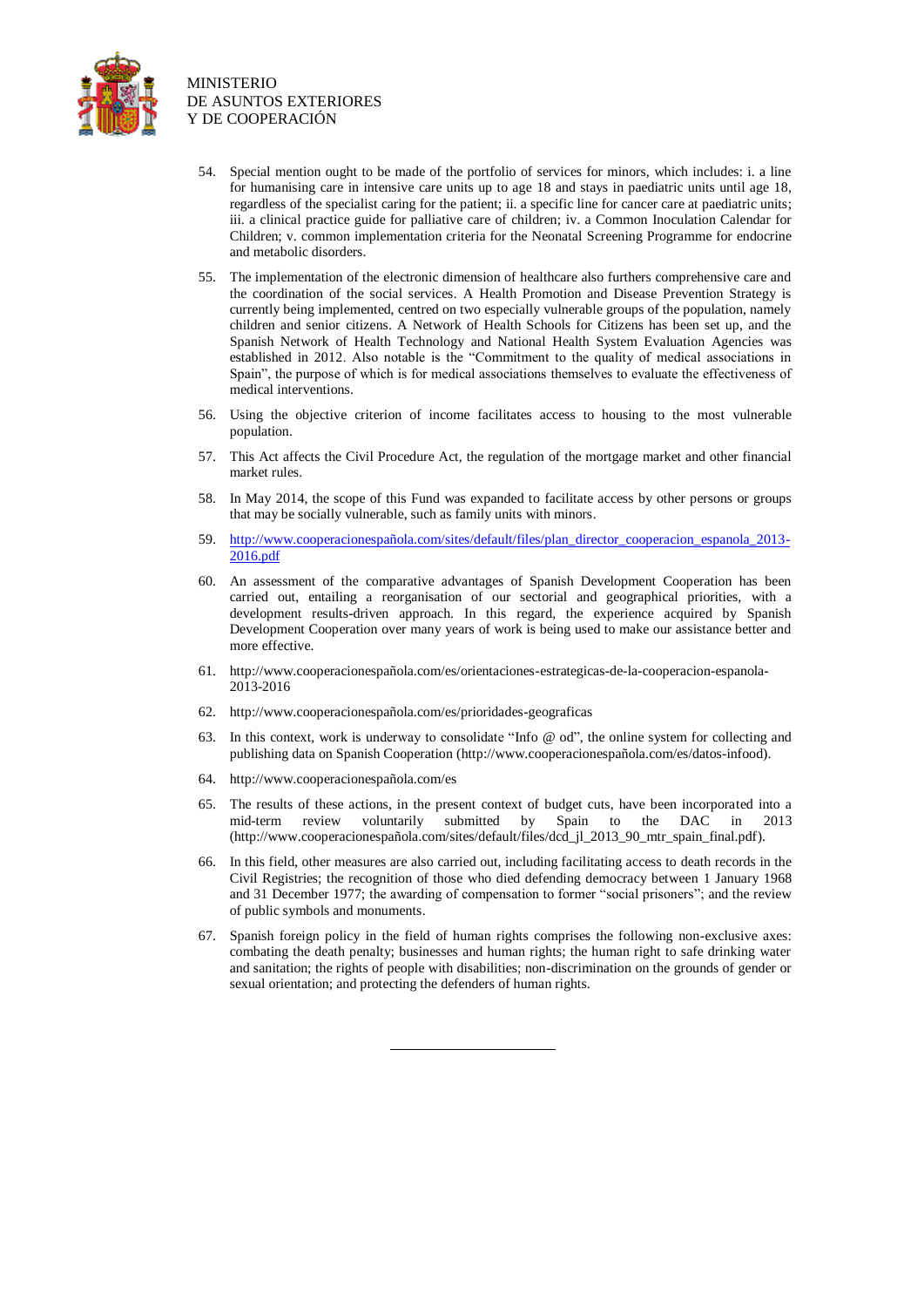MINISTERIO
DE ASUNTOS EXTERIORES
Y DE COOPERACIÓN

54. Special mention ought to be made of the portfolio of services for minors, which includes: i. a line for humanising care in intensive care units up to age 18 and stays in paediatric units until age 18, regardless of the specialist caring for the patient; ii. a specific line for cancer care at paediatric units; iii. a clinical practice guide for palliative care of children; iv. a Common Inoculation Calendar for Children; v. common implementation criteria for the Neonatal Screening Programme for endocrine and metabolic disorders.

55. The implementation of the electronic dimension of healthcare also furthers comprehensive care and the coordination of the social services. A Health Promotion and Disease Prevention Strategy is currently being implemented, centred on two especially vulnerable groups of the population, namely children and senior citizens. A Network of Health Schools for Citizens has been set up, and the Spanish Network of Health Technology and National Health System Evaluation Agencies was established in 2012. Also notable is the "Commitment to the quality of medical associations in Spain", the purpose of which is for medical associations themselves to evaluate the effectiveness of medical interventions.

56. Using the objective criterion of income facilitates access to housing to the most vulnerable population.

57. This Act affects the Civil Procedure Act, the regulation of the mortgage market and other financial market rules.

58. In May 2014, the scope of this Fund was expanded to facilitate access by other persons or groups that may be socially vulnerable, such as family units with minors.

59. [http://www.cooperacionespañola.com/sites/default/files/plan_director_cooperacion_espanola_2013-2016.pdf](http://www.cooperacionespañola.com/sites/default/files/plan_director_cooperacion_espanola_2013-2016.pdf)

60. An assessment of the comparative advantages of Spanish Development Cooperation has been carried out, entailing a reorganisation of our sectorial and geographical priorities, with a development results-driven approach. In this regard, the experience acquired by Spanish Development Cooperation over many years of work is being used to make our assistance better and more effective.

61. http://www.cooperacionespañola.com/es/orientaciones-estrategicas-de-la-cooperacion-espanola-2013-2016

62. http://www.cooperacionespañola.com/es/prioridades-geograficas

63. In this context, work is underway to consolidate "Info @ od", the online system for collecting and publishing data on Spanish Cooperation (http://www.cooperacionespañola.com/es/datos-infood).

64. http://www.cooperacionespañola.com/es

65. The results of these actions, in the present context of budget cuts, have been incorporated into a mid-term review voluntarily submitted by Spain to the DAC in 2013 (http://www.cooperacionespañola.com/sites/default/files/dcd_jl_2013_90_mtr_spain_final.pdf).

66. In this field, other measures are also carried out, including facilitating access to death records in the Civil Registries; the recognition of those who died defending democracy between 1 January 1968 and 31 December 1977; the awarding of compensation to former "social prisoners"; and the review of public symbols and monuments.

67. Spanish foreign policy in the field of human rights comprises the following non-exclusive axes: combating the death penalty; businesses and human rights; the human right to safe drinking water and sanitation; the rights of people with disabilities; non-discrimination on the grounds of gender or sexual orientation; and protecting the defenders of human rights.